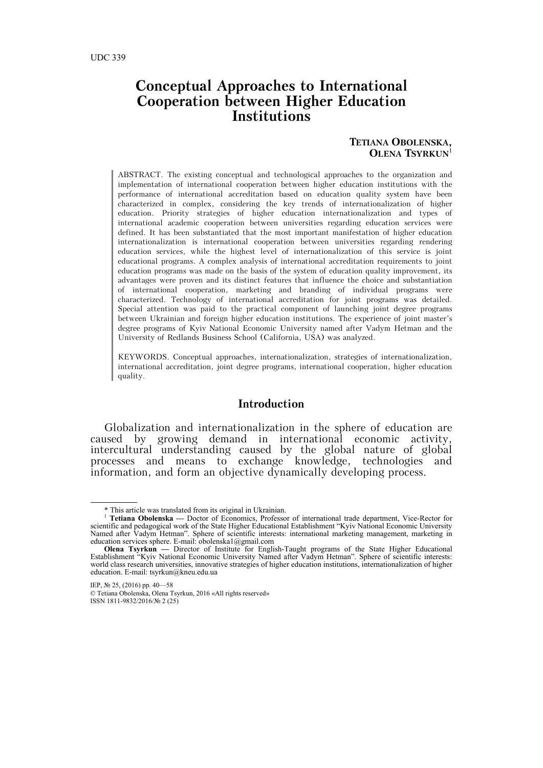UDC 339

# Conceptual Approaches to International Cooperation between Higher Education Institutions

**TETIANA OBOLENSKA, OLENA TSYRKUN**[1]

ABSTRACT. The existing conceptual and technological approaches to the organization and implementation of international cooperation between higher education institutions with the performance of international accreditation based on education quality system have been characterized in complex, considering the key trends of internationalization of higher education. Priority strategies of higher education internationalization and types of international academic cooperation between universities regarding education services were defined. It has been substantiated that the most important manifestation of higher education internationalization is international cooperation between universities regarding rendering education services, while the highest level of internationalization of this service is joint educational programs. A complex analysis of international accreditation requirements to joint education programs was made on the basis of the system of education quality improvement, its advantages were proven and its distinct features that influence the choice and substantiation of international cooperation, marketing and branding of individual programs were characterized. Technology of international accreditation for joint programs was detailed. Special attention was paid to the practical component of launching joint degree programs between Ukrainian and foreign higher education institutions. The experience of joint master's degree programs of Kyiv National Economic University named after Vadym Hetman and the University of Redlands Business School (California, USA) was analyzed.

KEYWORDS. Conceptual approaches, internationalization, strategies of internationalization, international accreditation, joint degree programs, international cooperation, higher education quality.

## Introduction

Globalization and internationalization in the sphere of education are caused by growing demand in international economic activity, intercultural understanding caused by the global nature of global processes and means to exchange knowledge, technologies and information, and form an objective dynamically developing process.

---

\* This article was translated from its original in Ukrainian.

[1] **Tetiana Obolenska —** Doctor of Economics, Professor of international trade department, Vice-Rector for scientific and pedagogical work of the State Higher Educational Establishment "Kyiv National Economic University Named after Vadym Hetman". Sphere of scientific interests: international marketing management, marketing in education services sphere. E-mail: obolenska1@gmail.com

**Olena Tsyrkun —** Director of Institute for English-Taught programs of the State Higher Educational Establishment "Kyiv National Economic University Named after Vadym Hetman". Sphere of scientific interests: world class research universities, innovative strategies of higher education institutions, internationalization of higher education. E-mail: tsyrkun@kneu.edu.ua

© Tetiana Obolenska, Olena Tsyrkun, 2016 «All rights reserved»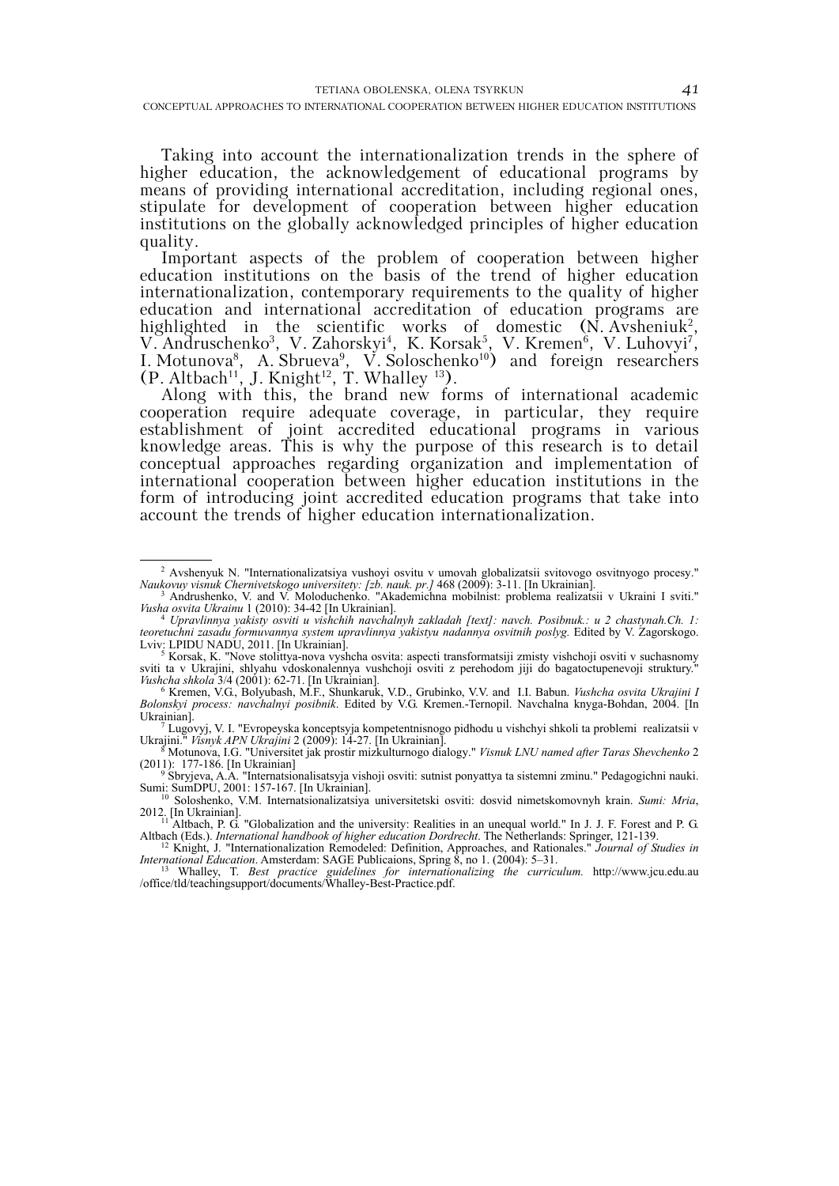Taking into account the internationalization trends in the sphere of higher education, the acknowledgement of educational programs by means of providing international accreditation, including regional ones, stipulate for development of cooperation between higher education institutions on the globally acknowledged principles of higher education quality.

Important aspects of the problem of cooperation between higher education institutions on the basis of the trend of higher education internationalization, contemporary requirements to the quality of higher education and international accreditation of education programs are highlighted in the scientific works of domestic (N. Avsheniuk[2], V. Andruschenko[3], V. Zahorskyi[4], K. Korsak[5], V. Kremen[6], V. Luhovyi[7], I. Motunova[8], A. Sbrueva[9], V. Soloschenko[10]) and foreign researchers (P. Altbach[11], J. Knight[12], T. Whalley [13]).

Along with this, the brand new forms of international academic cooperation require adequate coverage, in particular, they require establishment of joint accredited educational programs in various knowledge areas. This is why the purpose of this research is to detail conceptual approaches regarding organization and implementation of international cooperation between higher education institutions in the form of introducing joint accredited education programs that take into account the trends of higher education internationalization.

---

[2] Avshenyuk N. "Internationalizatsiya vushoyi osvitu v umovah globalizatsii svitovogo osvitnyogo procesy." *Naukovuy visnuk Chernivetskogo universitety: [zb. nauk. pr.]* 468 (2009): 3-11. [In Ukrainian].

[3] Andrushenko, V. and V. Moloduchenko. "Akademichna mobilnist: problema realizatsii v Ukraini I sviti." *Vusha osvita Ukrainu* 1 (2010): 34-42 [In Ukrainian].

[4] *Upravlinnya yakisty osviti u vishchih navchalnyh zakladah [text]: navch. Posibnuk.: u 2 chastynah.Ch. 1: teoretuchni zasadu formuvannya system upravlinnya yakistyu nadannya osvitnih poslyg.* Edited by V. Zagorskogo. Lviv: LPIDU NADU, 2011. [In Ukrainian].

[5] Korsak, K. "Nove stolittya-nova vyshcha osvita: aspecti transformatsiji zmisty vishchoji osviti v suchasnomy sviti ta v Ukrajini, shlyahu vdoskonalennya vushchoji osviti z perehodom jiji do bagatoctupenevoji struktury." *Vushcha shkola* 3/4 (2001): 62-71. [In Ukrainian].

[6] Kremen, V.G., Bolyubash, M.F., Shunkaruk, V.D., Grubinko, V.V. and I.I. Babun. *Vushcha osvita Ukrajini I Bolonskyi process: navchalnyi posibnik*. Edited by V.G. Kremen.-Ternopil. Navchalna knyga-Bohdan, 2004. [In Ukrainian].

[7] Lugovyj, V. I. "Evropeyska konceptsyja kompetentnisnogo pidhodu u vishchyi shkoli ta problemi realizatsii v Ukrajini." *Visnyk APN Ukrajini* 2 (2009): 14-27. [In Ukrainian].

[8] Motunova, I.G. "Universitet jak prostir mizkulturnogo dialogy." *Visnuk LNU named after Taras Shevchenko* 2 (2011): 177-186. [In Ukrainian]

[9] Sbryjeva, A.A. "Internatsionalisatsyja vishoji osviti: sutnist ponyattya ta sistemni zminu." Pedagogichni nauki. Sumi: SumDPU, 2001: 157-167. [In Ukrainian].

[10] Soloshenko, V.M. Internatsionalizatsiya universitetski osviti: dosvid nimetskomovnyh krain. *Sumi: Mria*, 2012. [In Ukrainian].

[11] Altbach, P. G. "Globalization and the university: Realities in an unequal world." In J. J. F. Forest and P. G. Altbach (Eds.). *International handbook of higher education Dordrecht*. The Netherlands: Springer, 121-139.

[12] Knight, J. "Internationalization Remodeled: Definition, Approaches, and Rationales." *Journal of Studies in International Education*. Amsterdam: SAGE Publicaions, Spring 8, no 1. (2004): 5–31.

[13] Whalley, T. *Best practice guidelines for internationalizing the curriculum.* http://www.jcu.edu.au /office/tld/teachingsupport/documents/Whalley-Best-Practice.pdf.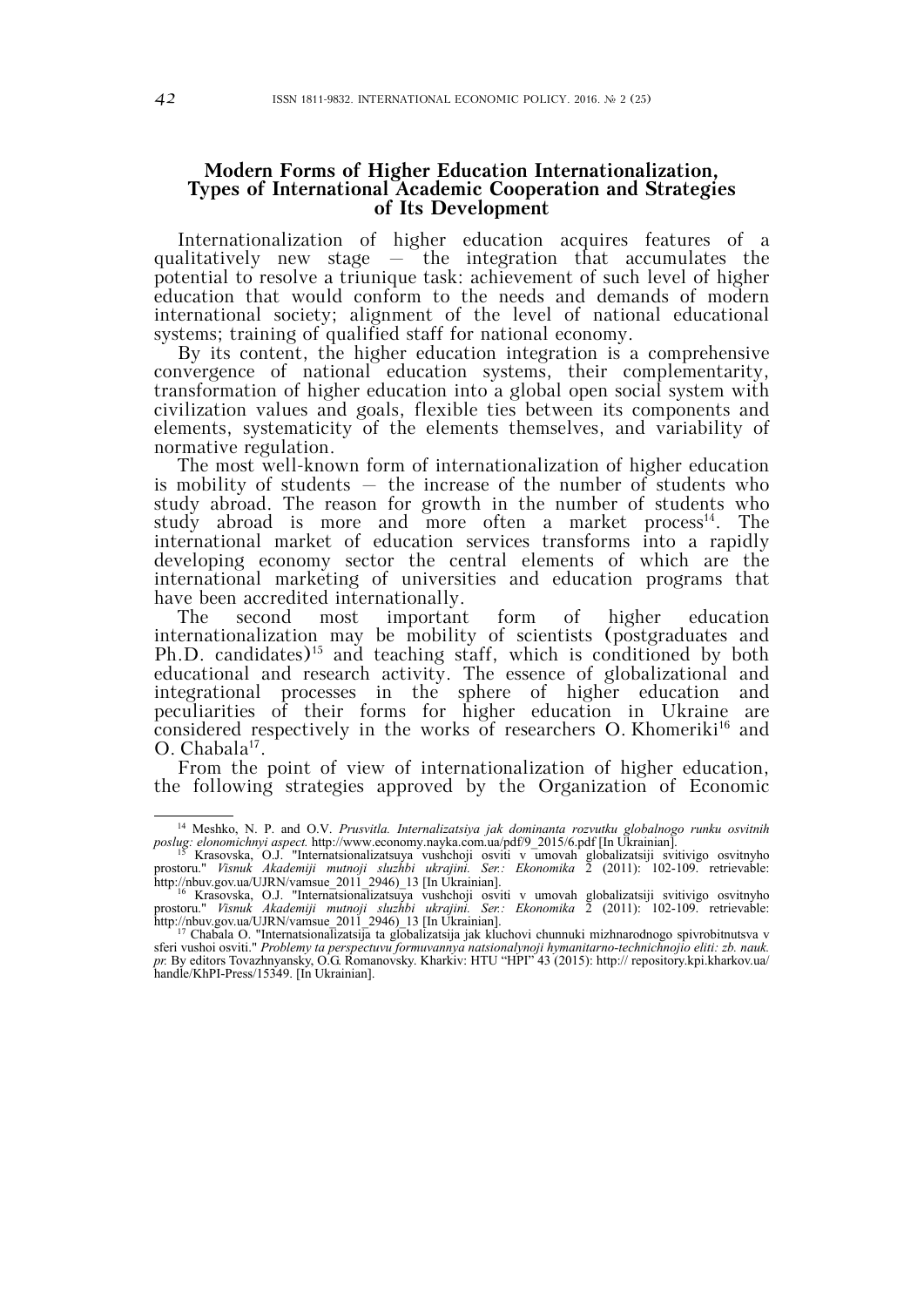## Modern Forms of Higher Education Internationalization, Types of International Academic Cooperation and Strategies of Its Development

Internationalization of higher education acquires features of a qualitatively new stage – the integration that accumulates the potential to resolve a triunique task: achievement of such level of higher education that would conform to the needs and demands of modern international society; alignment of the level of national educational systems; training of qualified staff for national economy.

By its content, the higher education integration is a comprehensive convergence of national education systems, their complementarity, transformation of higher education into a global open social system with civilization values and goals, flexible ties between its components and elements, systematicity of the elements themselves, and variability of normative regulation.

The most well-known form of internationalization of higher education is mobility of students – the increase of the number of students who study abroad. The reason for growth in the number of students who study abroad is more and more often a market process[14]. The international market of education services transforms into a rapidly developing economy sector the central elements of which are the international marketing of universities and education programs that have been accredited internationally.

The second most important form of higher education internationalization may be mobility of scientists (postgraduates and Ph.D. candidates)[15] and teaching staff, which is conditioned by both educational and research activity. The essence of globalizational and integrational processes in the sphere of higher education and peculiarities of their forms for higher education in Ukraine are considered respectively in the works of researchers O. Khomeriki[16] and O. Chabala[17].

From the point of view of internationalization of higher education, the following strategies approved by the Organization of Economic

---

[14] Meshko, N. P. and O.V. *Prusvitla. Internalizatsiya jak dominanta rozvutku globalnogo runku osvitnih poslug: elonomichnyi aspect.* http://www.economy.nayka.com.ua/pdf/9_2015/6.pdf [In Ukrainian].

[15] Krasovska, O.J. "Internatsionalizatsuya vushchoji osviti v umovah globalizatsiji svitivigo osvitnyho prostoru." *Visnuk Akademiji mutnoji sluzhbi ukrajini. Ser.: Ekonomika* 2 (2011): 102-109. retrievable: http://nbuv.gov.ua/UJRN/vamsue_2011_2946)_13 [In Ukrainian].

[16] Krasovska, O.J. "Internatsionalizatsuya vushchoji osviti v umovah globalizatsiji svitivigo osvitnyho prostoru." *Visnuk Akademiji mutnoji sluzhbi ukrajini. Ser.: Ekonomika* 2 (2011): 102-109. retrievable: http://nbuv.gov.ua/UJRN/vamsue_2011_2946)_13 [In Ukrainian].

[17] Chabala O. "Internatsionalizatsija ta globalizatsija jak kluchovi chunnuki mizhnarodnogo spivrobitnutsva v sferi vushoi osviti." *Problemy ta perspectuvu formuvannya natsionalynoji hymanitarno-technichnojio eliti: zb. nauk. pr.* By editors Tovazhnyansky, O.G. Romanovsky. Kharkiv: HTU "HPI" 43 (2015): http:// repository.kpi.kharkov.ua/handle/KhPI-Press/15349. [In Ukrainian].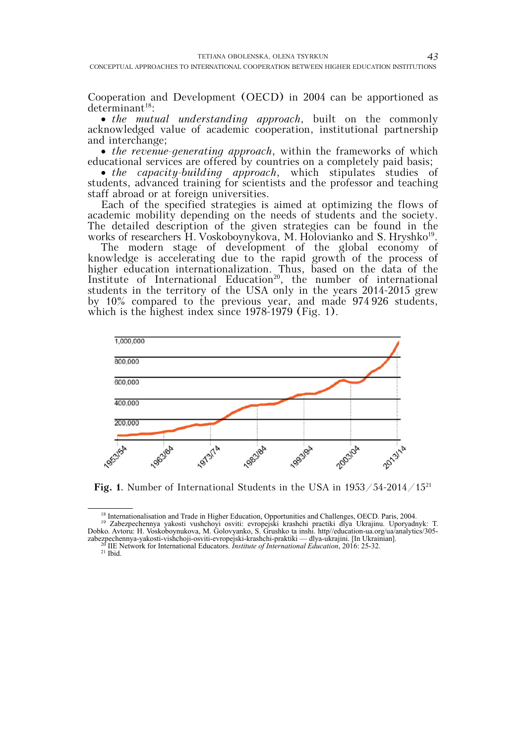Cooperation and Development (OECD) in 2004 can be apportioned as determinant[18]:

- *the mutual understanding approach*, built on the commonly acknowledged value of academic cooperation, institutional partnership and interchange;
- *the revenue-generating approach*, within the frameworks of which educational services are offered by countries on a completely paid basis;
- *the capacity-building approach*, which stipulates studies of students, advanced training for scientists and the professor and teaching staff abroad or at foreign universities.

Each of the specified strategies is aimed at optimizing the flows of academic mobility depending on the needs of students and the society. The detailed description of the given strategies can be found in the works of researchers H. Voskoboynykova, M. Holovianko and S. Hryshko[19].

The modern stage of development of the global economy of knowledge is accelerating due to the rapid growth of the process of higher education internationalization. Thus, based on the data of the Institute of International Education[20], the number of international students in the territory of the USA only in the years 2014-2015 grew by 10% compared to the previous year, and made 974 926 students, which is the highest index since 1978-1979 (Fig. 1).

**Fig. 1**. Number of International Students in the USA in 1953/54-2014/15[21]

---

[18] Internationalisation and Trade in Higher Education, Opportunities and Challenges, OECD. Paris, 2004.

[19] Zabezpechennya yakosti vushchoyi osviti: evropejski krashchi practiki dlya Ukrajinu. Uporyadnyk: T. Dobko. Avtoru: H. Voskoboynukova, M. Golovyanko, S. Grushko ta inshi. http//education-ua.org/ua/analytics/305-zabezpechennya-yakosti-vishchoji-osviti-evropejski-krashchi-praktiki — dlya-ukrajini. [In Ukrainian].

[20] IIE Network for International Educators. *Institute of International Education*, 2016: 25-32.

[21] Ibid.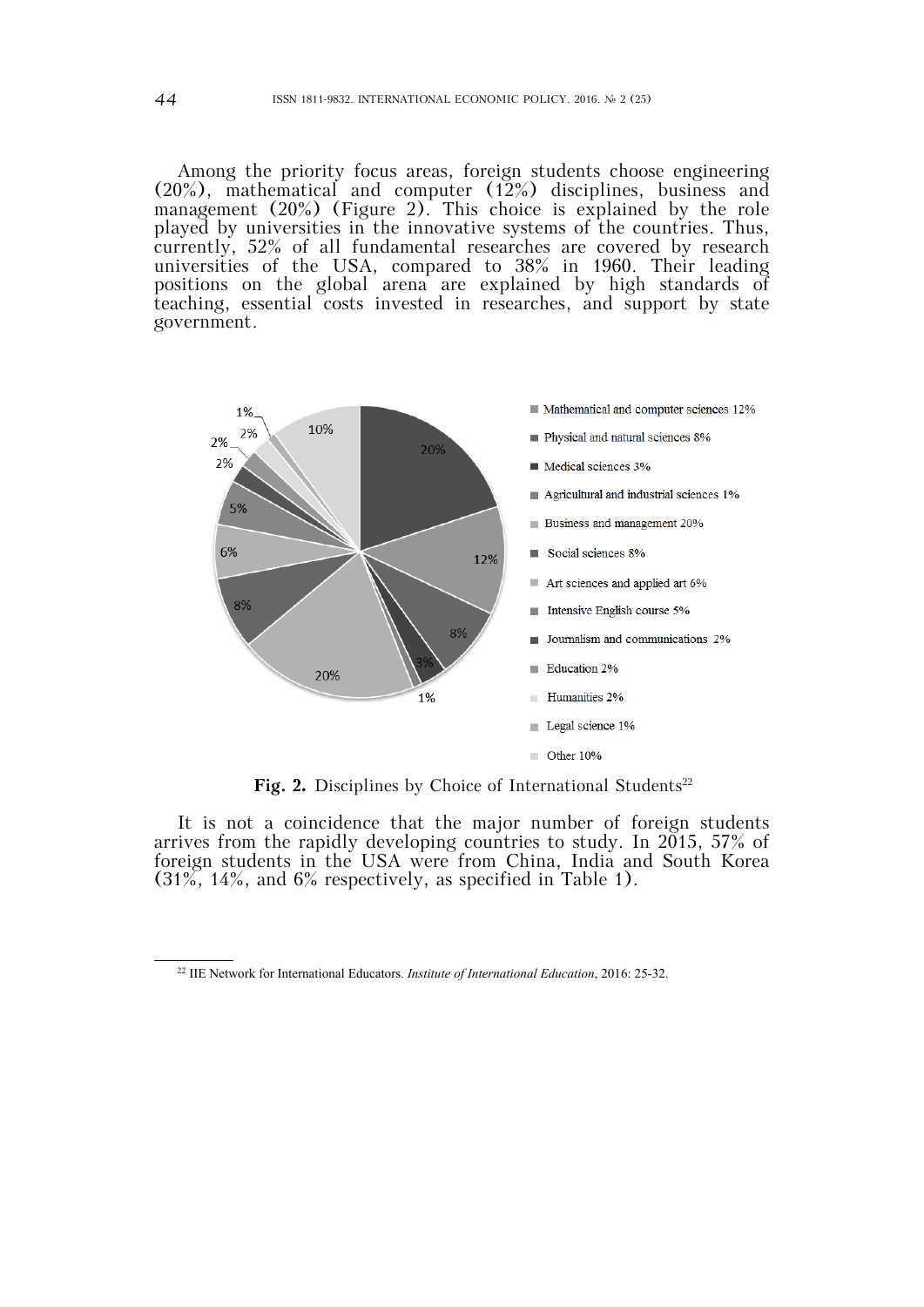Among the priority focus areas, foreign students choose engineering (20%), mathematical and computer (12%) disciplines, business and management (20%) (Figure 2). This choice is explained by the role played by universities in the innovative systems of the countries. Thus, currently, 52% of all fundamental researches are covered by research universities of the USA, compared to 38% in 1960. Their leading positions on the global arena are explained by high standards of teaching, essential costs invested in researches, and support by state government.

20%
12%
8%
3%
1%
20%
8%
6%
5%
2%
2%
2%
1%
10%

Mathematical and computer sciences 12%
Physical and natural sciences 8%
Medical sciences 3%
Agricultural and industrial sciences 1%
Business and management 20%
Social sciences 8%
Art sciences and applied art 6%
Intensive English course 5%
Journalism and communications 2%
Education 2%
Humanities 2%
Legal science 1%
Other 10%

**Fig. 2.** Disciplines by Choice of International Students[22]

It is not a coincidence that the major number of foreign students arrives from the rapidly developing countries to study. In 2015, 57% of foreign students in the USA were from China, India and South Korea (31%, 14%, and 6% respectively, as specified in Table 1).

[22] IIE Network for International Educators. *Institute of International Education*, 2016: 25-32.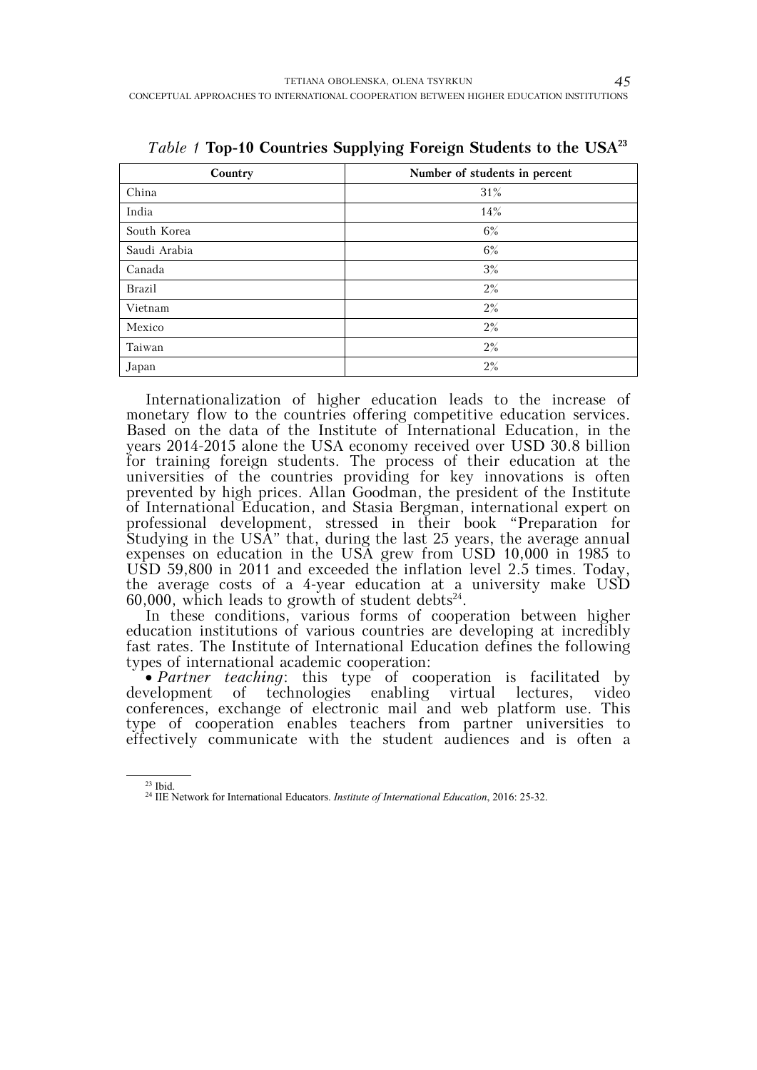*Table 1* **Top-10 Countries Supplying Foreign Students to the USA**[23]

| Country | Number of students in percent |
|---|---|
| China | 31% |
| India | 14% |
| South Korea | 6% |
| Saudi Arabia | 6% |
| Canada | 3% |
| Brazil | 2% |
| Vietnam | 2% |
| Mexico | 2% |
| Taiwan | 2% |
| Japan | 2% |

Internationalization of higher education leads to the increase of monetary flow to the countries offering competitive education services. Based on the data of the Institute of International Education, in the years 2014-2015 alone the USA economy received over USD 30.8 billion for training foreign students. The process of their education at the universities of the countries providing for key innovations is often prevented by high prices. Allan Goodman, the president of the Institute of International Education, and Stasia Bergman, international expert on professional development, stressed in their book "Preparation for Studying in the USA" that, during the last 25 years, the average annual expenses on education in the USA grew from USD 10,000 in 1985 to USD 59,800 in 2011 and exceeded the inflation level 2.5 times. Today, the average costs of a 4-year education at a university make USD 60,000, which leads to growth of student debts[24].

In these conditions, various forms of cooperation between higher education institutions of various countries are developing at incredibly fast rates. The Institute of International Education defines the following types of international academic cooperation:

- *Partner teaching*: this type of cooperation is facilitated by development of technologies enabling virtual lectures, video conferences, exchange of electronic mail and web platform use. This type of cooperation enables teachers from partner universities to effectively communicate with the student audiences and is often a

---

[23] Ibid.

[24] IIE Network for International Educators. *Institute of International Education*, 2016: 25-32.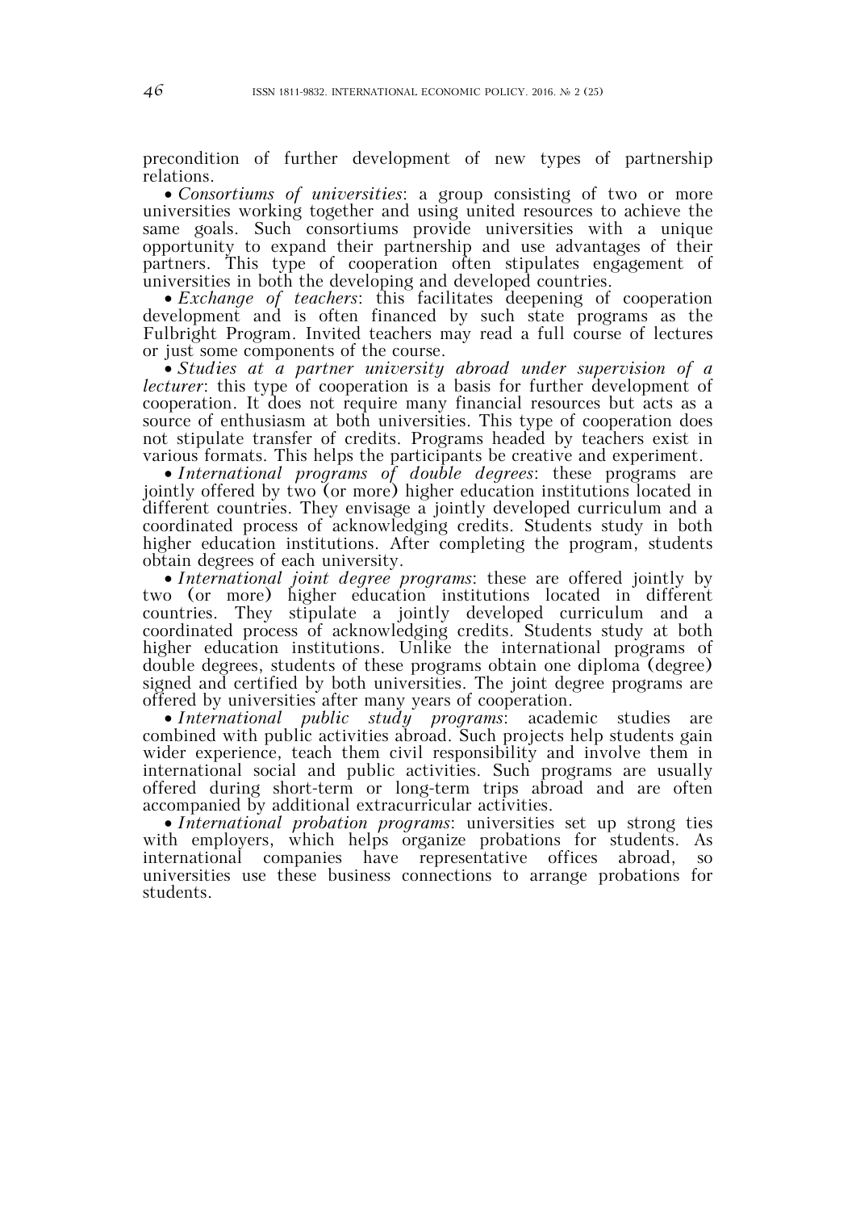precondition of further development of new types of partnership relations.

- *Consortiums of universities*: a group consisting of two or more universities working together and using united resources to achieve the same goals. Such consortiums provide universities with a unique opportunity to expand their partnership and use advantages of their partners. This type of cooperation often stipulates engagement of universities in both the developing and developed countries.
- *Exchange of teachers*: this facilitates deepening of cooperation development and is often financed by such state programs as the Fulbright Program. Invited teachers may read a full course of lectures or just some components of the course.
- *Studies at a partner university abroad under supervision of a lecturer*: this type of cooperation is a basis for further development of cooperation. It does not require many financial resources but acts as a source of enthusiasm at both universities. This type of cooperation does not stipulate transfer of credits. Programs headed by teachers exist in various formats. This helps the participants be creative and experiment.
- *International programs of double degrees*: these programs are jointly offered by two (or more) higher education institutions located in different countries. They envisage a jointly developed curriculum and a coordinated process of acknowledging credits. Students study in both higher education institutions. After completing the program, students obtain degrees of each university.
- *International joint degree programs*: these are offered jointly by two (or more) higher education institutions located in different countries. They stipulate a jointly developed curriculum and a coordinated process of acknowledging credits. Students study at both higher education institutions. Unlike the international programs of double degrees, students of these programs obtain one diploma (degree) signed and certified by both universities. The joint degree programs are offered by universities after many years of cooperation.
- *International public study programs*: academic studies are combined with public activities abroad. Such projects help students gain wider experience, teach them civil responsibility and involve them in international social and public activities. Such programs are usually offered during short-term or long-term trips abroad and are often accompanied by additional extracurricular activities.
- *International probation programs*: universities set up strong ties with employers, which helps organize probations for students. As international companies have representative offices abroad, so universities use these business connections to arrange probations for students.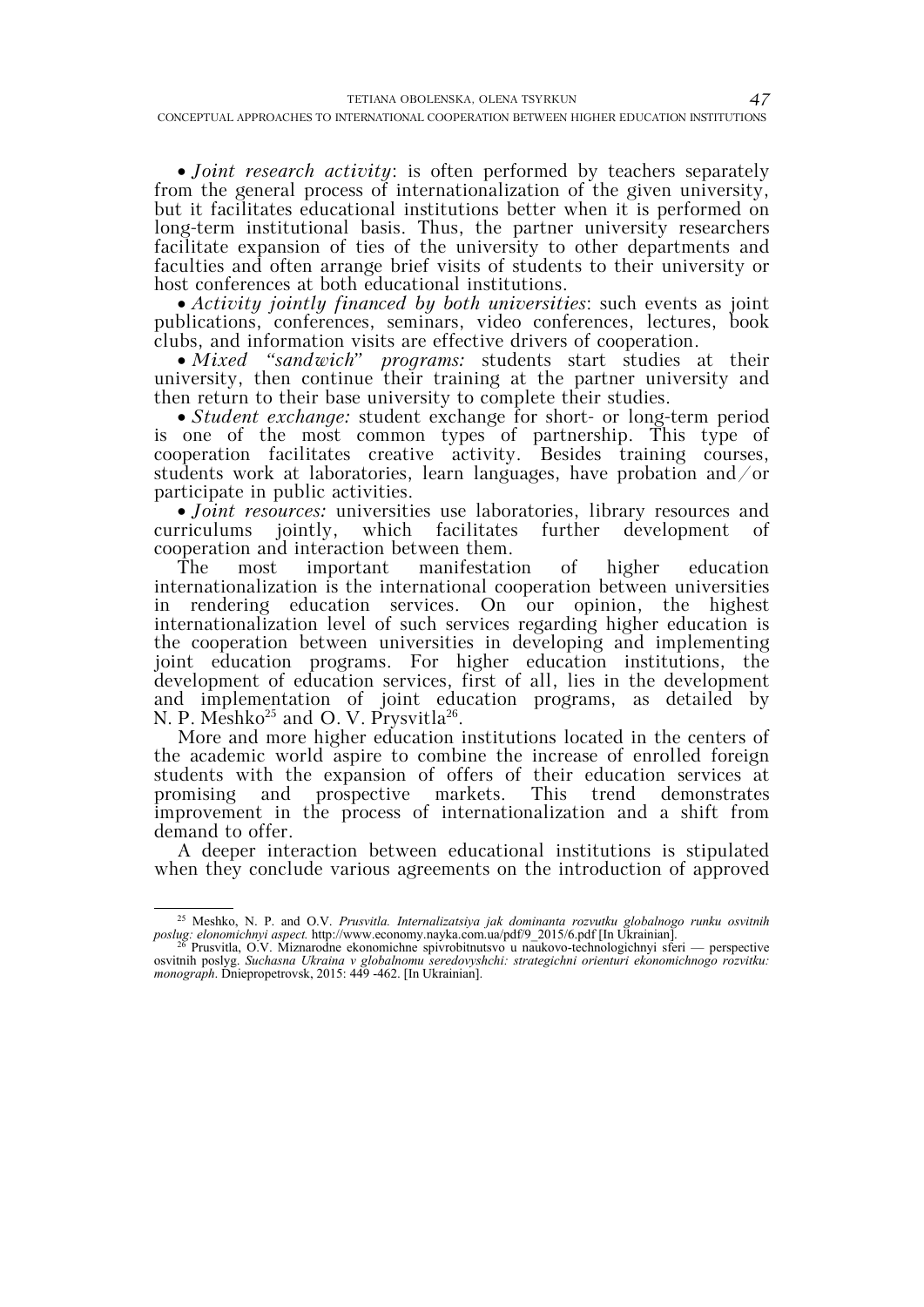- *Joint research activity*: is often performed by teachers separately from the general process of internationalization of the given university, but it facilitates educational institutions better when it is performed on long-term institutional basis. Thus, the partner university researchers facilitate expansion of ties of the university to other departments and faculties and often arrange brief visits of students to their university or host conferences at both educational institutions.
- *Activity jointly financed by both universities*: such events as joint publications, conferences, seminars, video conferences, lectures, book clubs, and information visits are effective drivers of cooperation.
- *Mixed "sandwich" programs:* students start studies at their university, then continue their training at the partner university and then return to their base university to complete their studies.
- *Student exchange:* student exchange for short- or long-term period is one of the most common types of partnership. This type of cooperation facilitates creative activity. Besides training courses, students work at laboratories, learn languages, have probation and/or participate in public activities.
- *Joint resources:* universities use laboratories, library resources and curriculums jointly, which facilitates further development of cooperation and interaction between them.

The most important manifestation of higher education internationalization is the international cooperation between universities in rendering education services. On our opinion, the highest internationalization level of such services regarding higher education is the cooperation between universities in developing and implementing joint education programs. For higher education institutions, the development of education services, first of all, lies in the development and implementation of joint education programs, as detailed by N. P. Meshko[25] and O. V. Prysvitla[26].

More and more higher education institutions located in the centers of the academic world aspire to combine the increase of enrolled foreign students with the expansion of offers of their education services at promising and prospective markets. This trend demonstrates improvement in the process of internationalization and a shift from demand to offer.

A deeper interaction between educational institutions is stipulated when they conclude various agreements on the introduction of approved

---

[25] Meshko, N. P. and O.V. *Prusvitla. Internalizatsiya jak dominanta rozvutku globalnogo runku osvitnih poslug: elonomichnyi aspect.* http://www.economy.nayka.com.ua/pdf/9_2015/6.pdf [In Ukrainian].

[26] Prusvitla, O.V. Miznarodne ekonomichne spivrobitnutsvo u naukovo-technologichnyi sferi — perspective osvitnih poslyg. *Suchasna Ukraina v globalnomu seredovyshchi: strategichni orienturi ekonomichnogo rozvitku: monograph*. Dniepropetrovsk, 2015: 449 -462. [In Ukrainian].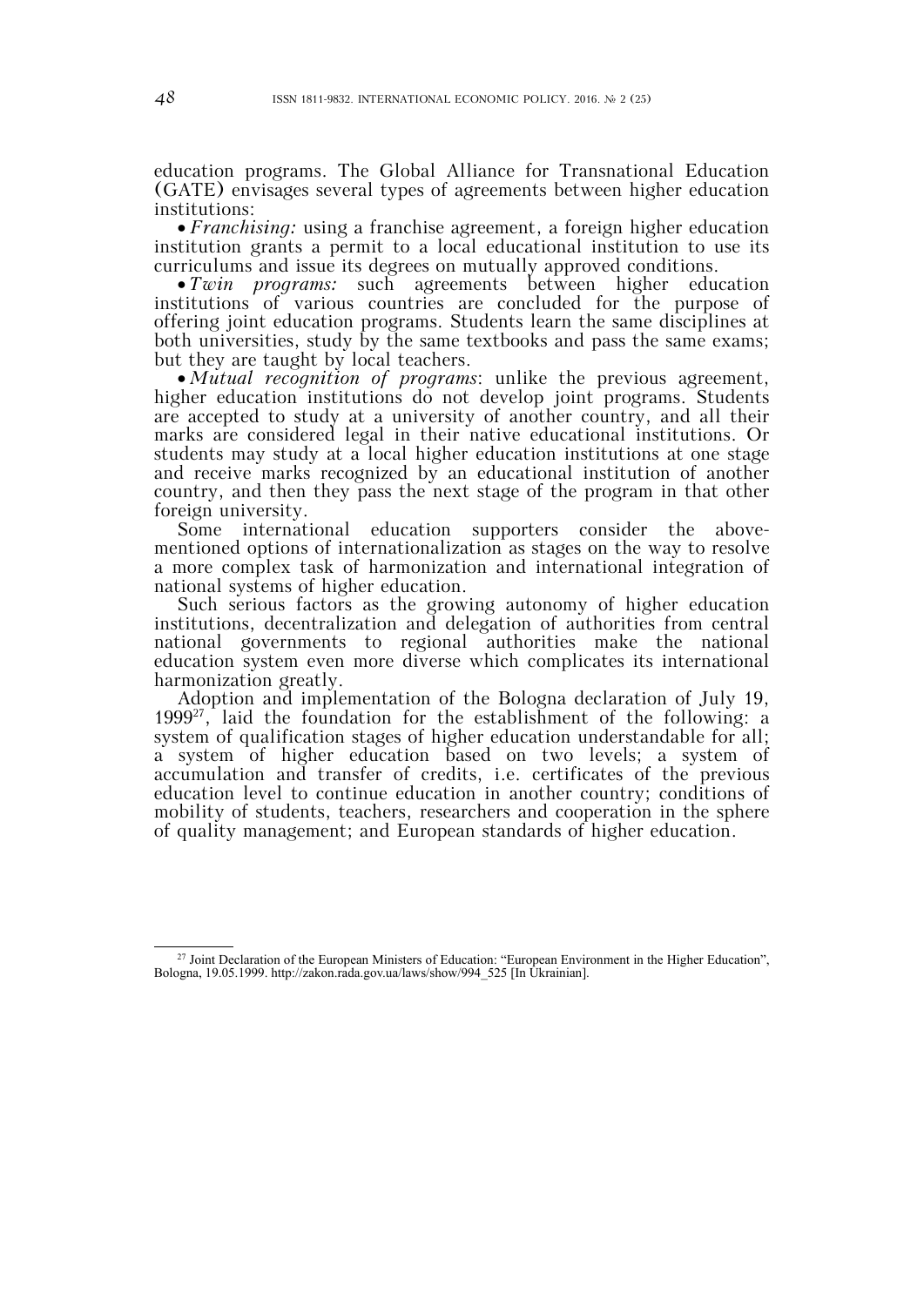education programs. The Global Alliance for Transnational Education (GATE) envisages several types of agreements between higher education institutions:

- *Franchising:* using a franchise agreement, a foreign higher education institution grants a permit to a local educational institution to use its curriculums and issue its degrees on mutually approved conditions.
- *Twin programs:* such agreements between higher education institutions of various countries are concluded for the purpose of offering joint education programs. Students learn the same disciplines at both universities, study by the same textbooks and pass the same exams; but they are taught by local teachers.
- *Mutual recognition of programs*: unlike the previous agreement, higher education institutions do not develop joint programs. Students are accepted to study at a university of another country, and all their marks are considered legal in their native educational institutions. Or students may study at a local higher education institutions at one stage and receive marks recognized by an educational institution of another country, and then they pass the next stage of the program in that other foreign university.

Some international education supporters consider the above-mentioned options of internationalization as stages on the way to resolve a more complex task of harmonization and international integration of national systems of higher education.

Such serious factors as the growing autonomy of higher education institutions, decentralization and delegation of authorities from central national governments to regional authorities make the national education system even more diverse which complicates its international harmonization greatly.

Adoption and implementation of the Bologna declaration of July 19, 1999[27], laid the foundation for the establishment of the following: a system of qualification stages of higher education understandable for all; a system of higher education based on two levels; a system of accumulation and transfer of credits, i.e. certificates of the previous education level to continue education in another country; conditions of mobility of students, teachers, researchers and cooperation in the sphere of quality management; and European standards of higher education.

[27] Joint Declaration of the European Ministers of Education: "European Environment in the Higher Education", Bologna, 19.05.1999. http://zakon.rada.gov.ua/laws/show/994_525 [In Ukrainian].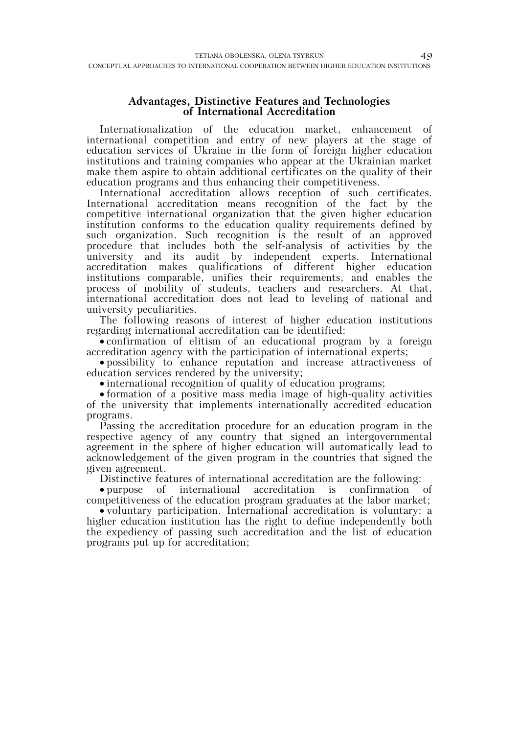## Advantages, Distinctive Features and Technologies of International Accreditation

Internationalization of the education market, enhancement of international competition and entry of new players at the stage of education services of Ukraine in the form of foreign higher education institutions and training companies who appear at the Ukrainian market make them aspire to obtain additional certificates on the quality of their education programs and thus enhancing their competitiveness.

International accreditation allows reception of such certificates. International accreditation means recognition of the fact by the competitive international organization that the given higher education institution conforms to the education quality requirements defined by such organization. Such recognition is the result of an approved procedure that includes both the self-analysis of activities by the university and its audit by independent experts. International accreditation makes qualifications of different higher education institutions comparable, unifies their requirements, and enables the process of mobility of students, teachers and researchers. At that, international accreditation does not lead to leveling of national and university peculiarities.

The following reasons of interest of higher education institutions regarding international accreditation can be identified:

- confirmation of elitism of an educational program by a foreign accreditation agency with the participation of international experts;
- possibility to enhance reputation and increase attractiveness of education services rendered by the university;
- international recognition of quality of education programs;
- formation of a positive mass media image of high-quality activities of the university that implements internationally accredited education programs.

Passing the accreditation procedure for an education program in the respective agency of any country that signed an intergovernmental agreement in the sphere of higher education will automatically lead to acknowledgement of the given program in the countries that signed the given agreement.

Distinctive features of international accreditation are the following:

- purpose of international accreditation is confirmation of competitiveness of the education program graduates at the labor market;
- voluntary participation. International accreditation is voluntary: a higher education institution has the right to define independently both the expediency of passing such accreditation and the list of education programs put up for accreditation;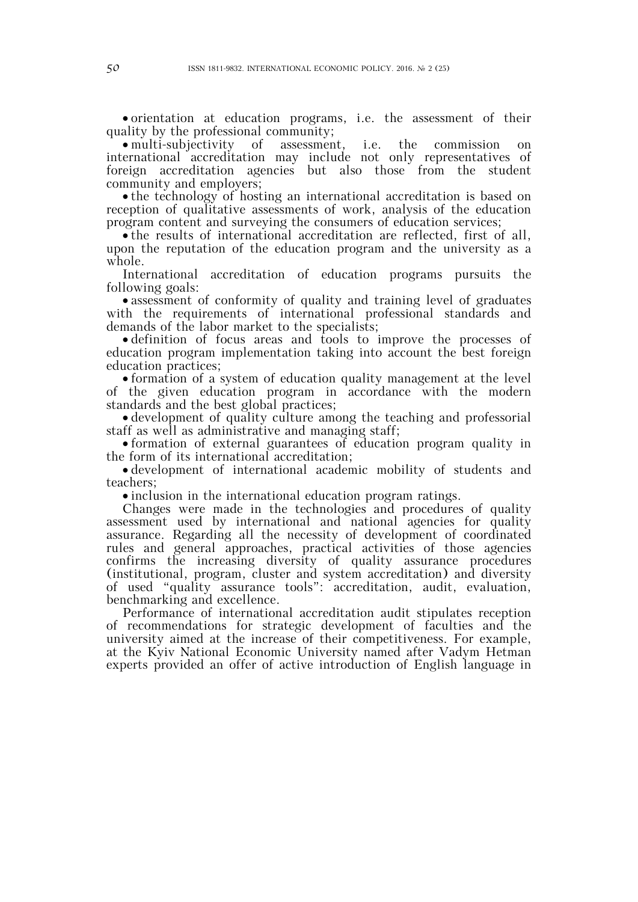- orientation at education programs, i.e. the assessment of their quality by the professional community;
- multi-subjectivity of assessment, i.e. the commission on international accreditation may include not only representatives of foreign accreditation agencies but also those from the student community and employers;
- the technology of hosting an international accreditation is based on reception of qualitative assessments of work, analysis of the education program content and surveying the consumers of education services;
- the results of international accreditation are reflected, first of all, upon the reputation of the education program and the university as a whole.

International accreditation of education programs pursuits the following goals:

- assessment of conformity of quality and training level of graduates with the requirements of international professional standards and demands of the labor market to the specialists;
- definition of focus areas and tools to improve the processes of education program implementation taking into account the best foreign education practices;
- formation of a system of education quality management at the level of the given education program in accordance with the modern standards and the best global practices;
- development of quality culture among the teaching and professorial staff as well as administrative and managing staff;
- formation of external guarantees of education program quality in the form of its international accreditation;
- development of international academic mobility of students and teachers;
- inclusion in the international education program ratings.

Changes were made in the technologies and procedures of quality assessment used by international and national agencies for quality assurance. Regarding all the necessity of development of coordinated rules and general approaches, practical activities of those agencies confirms the increasing diversity of quality assurance procedures (institutional, program, cluster and system accreditation) and diversity of used "quality assurance tools": accreditation, audit, evaluation, benchmarking and excellence.

Performance of international accreditation audit stipulates reception of recommendations for strategic development of faculties and the university aimed at the increase of their competitiveness. For example, at the Kyiv National Economic University named after Vadym Hetman experts provided an offer of active introduction of English language in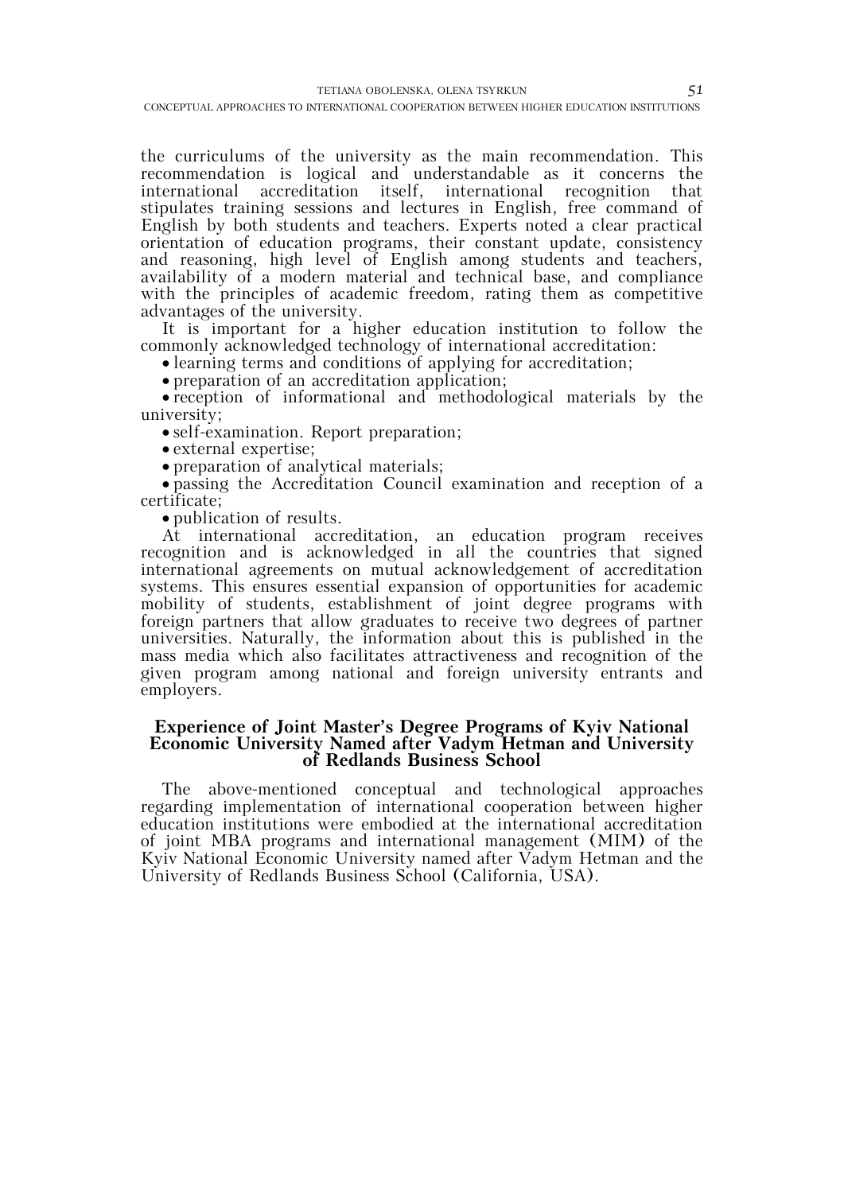the curriculums of the university as the main recommendation. This recommendation is logical and understandable as it concerns the international accreditation itself, international recognition that stipulates training sessions and lectures in English, free command of English by both students and teachers. Experts noted a clear practical orientation of education programs, their constant update, consistency and reasoning, high level of English among students and teachers, availability of a modern material and technical base, and compliance with the principles of academic freedom, rating them as competitive advantages of the university.

It is important for a higher education institution to follow the commonly acknowledged technology of international accreditation:

- learning terms and conditions of applying for accreditation;
- preparation of an accreditation application;
- reception of informational and methodological materials by the university;
- self-examination. Report preparation;
- external expertise;
- preparation of analytical materials;
- passing the Accreditation Council examination and reception of a certificate;
- publication of results.

At international accreditation, an education program receives recognition and is acknowledged in all the countries that signed international agreements on mutual acknowledgement of accreditation systems. This ensures essential expansion of opportunities for academic mobility of students, establishment of joint degree programs with foreign partners that allow graduates to receive two degrees of partner universities. Naturally, the information about this is published in the mass media which also facilitates attractiveness and recognition of the given program among national and foreign university entrants and employers.

## Experience of Joint Master's Degree Programs of Kyiv National Economic University Named after Vadym Hetman and University of Redlands Business School

The above-mentioned conceptual and technological approaches regarding implementation of international cooperation between higher education institutions were embodied at the international accreditation of joint MBA programs and international management (MIM) of the Kyiv National Economic University named after Vadym Hetman and the University of Redlands Business School (California, USA).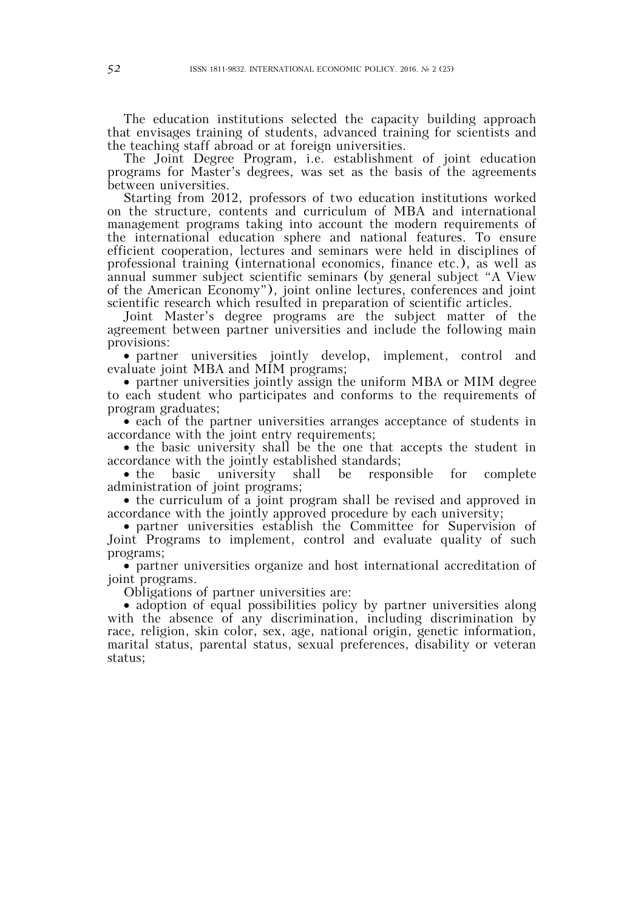The education institutions selected the capacity building approach that envisages training of students, advanced training for scientists and the teaching staff abroad or at foreign universities.

The Joint Degree Program, i.e. establishment of joint education programs for Master's degrees, was set as the basis of the agreements between universities.

Starting from 2012, professors of two education institutions worked on the structure, contents and curriculum of MBA and international management programs taking into account the modern requirements of the international education sphere and national features. To ensure efficient cooperation, lectures and seminars were held in disciplines of professional training (international economics, finance etc.), as well as annual summer subject scientific seminars (by general subject "A View of the American Economy"), joint online lectures, conferences and joint scientific research which resulted in preparation of scientific articles.

Joint Master's degree programs are the subject matter of the agreement between partner universities and include the following main provisions:

- partner universities jointly develop, implement, control and evaluate joint MBA and MIM programs;
- partner universities jointly assign the uniform MBA or MIM degree to each student who participates and conforms to the requirements of program graduates;
- each of the partner universities arranges acceptance of students in accordance with the joint entry requirements;
- the basic university shall be the one that accepts the student in accordance with the jointly established standards;
- the basic university shall be responsible for complete administration of joint programs;
- the curriculum of a joint program shall be revised and approved in accordance with the jointly approved procedure by each university;
- partner universities establish the Committee for Supervision of Joint Programs to implement, control and evaluate quality of such programs;
- partner universities organize and host international accreditation of joint programs.

Obligations of partner universities are:

- adoption of equal possibilities policy by partner universities along with the absence of any discrimination, including discrimination by race, religion, skin color, sex, age, national origin, genetic information, marital status, parental status, sexual preferences, disability or veteran status;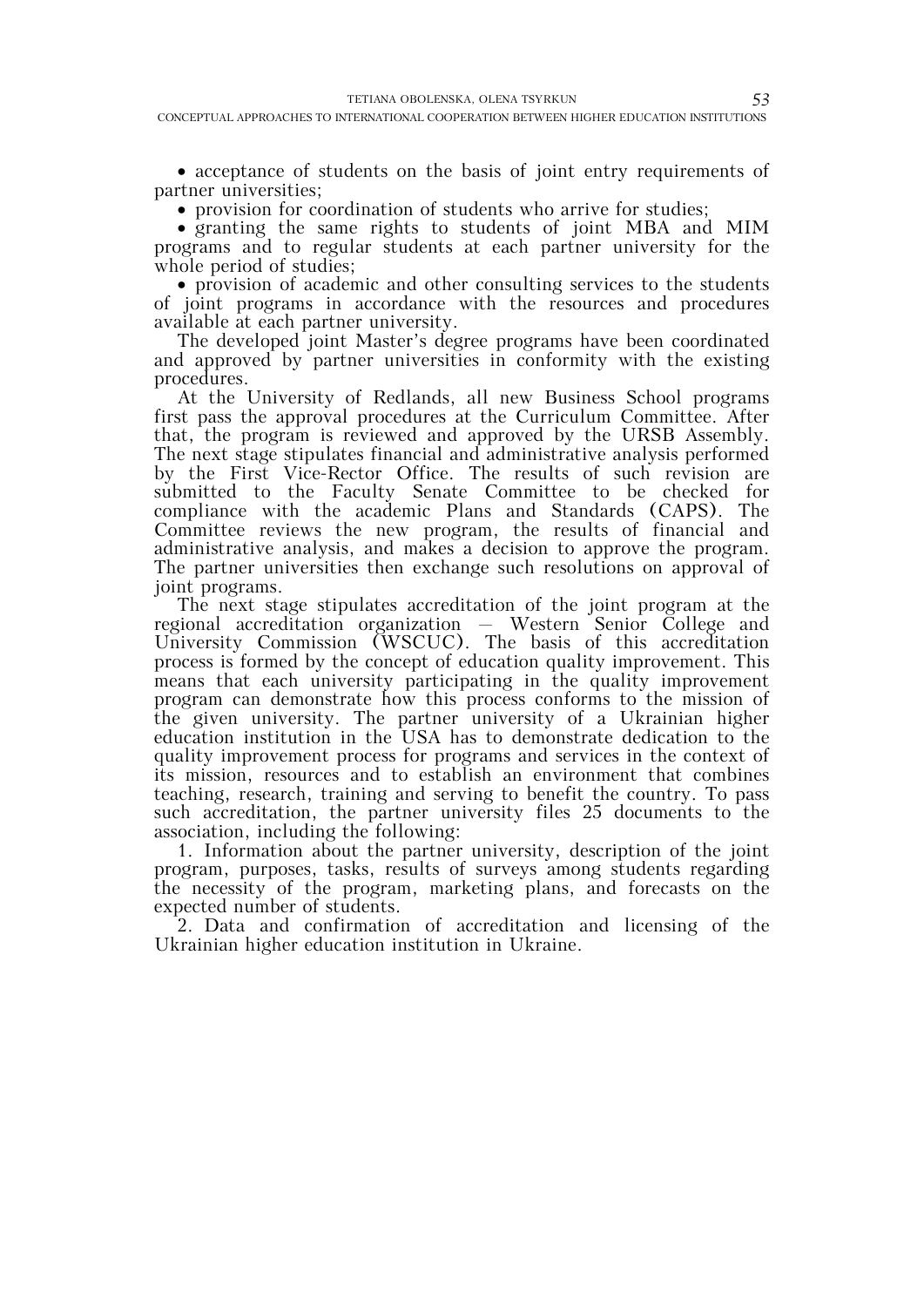- acceptance of students on the basis of joint entry requirements of partner universities;
- provision for coordination of students who arrive for studies;
- granting the same rights to students of joint MBA and MIM programs and to regular students at each partner university for the whole period of studies;
- provision of academic and other consulting services to the students of joint programs in accordance with the resources and procedures available at each partner university.

The developed joint Master's degree programs have been coordinated and approved by partner universities in conformity with the existing procedures.

At the University of Redlands, all new Business School programs first pass the approval procedures at the Curriculum Committee. After that, the program is reviewed and approved by the URSB Assembly. The next stage stipulates financial and administrative analysis performed by the First Vice-Rector Office. The results of such revision are submitted to the Faculty Senate Committee to be checked for compliance with the academic Plans and Standards (CAPS). The Committee reviews the new program, the results of financial and administrative analysis, and makes a decision to approve the program. The partner universities then exchange such resolutions on approval of joint programs.

The next stage stipulates accreditation of the joint program at the regional accreditation organization – Western Senior College and University Commission (WSCUC). The basis of this accreditation process is formed by the concept of education quality improvement. This means that each university participating in the quality improvement program can demonstrate how this process conforms to the mission of the given university. The partner university of a Ukrainian higher education institution in the USA has to demonstrate dedication to the quality improvement process for programs and services in the context of its mission, resources and to establish an environment that combines teaching, research, training and serving to benefit the country. To pass such accreditation, the partner university files 25 documents to the association, including the following:

1. Information about the partner university, description of the joint program, purposes, tasks, results of surveys among students regarding the necessity of the program, marketing plans, and forecasts on the expected number of students.
2. Data and confirmation of accreditation and licensing of the Ukrainian higher education institution in Ukraine.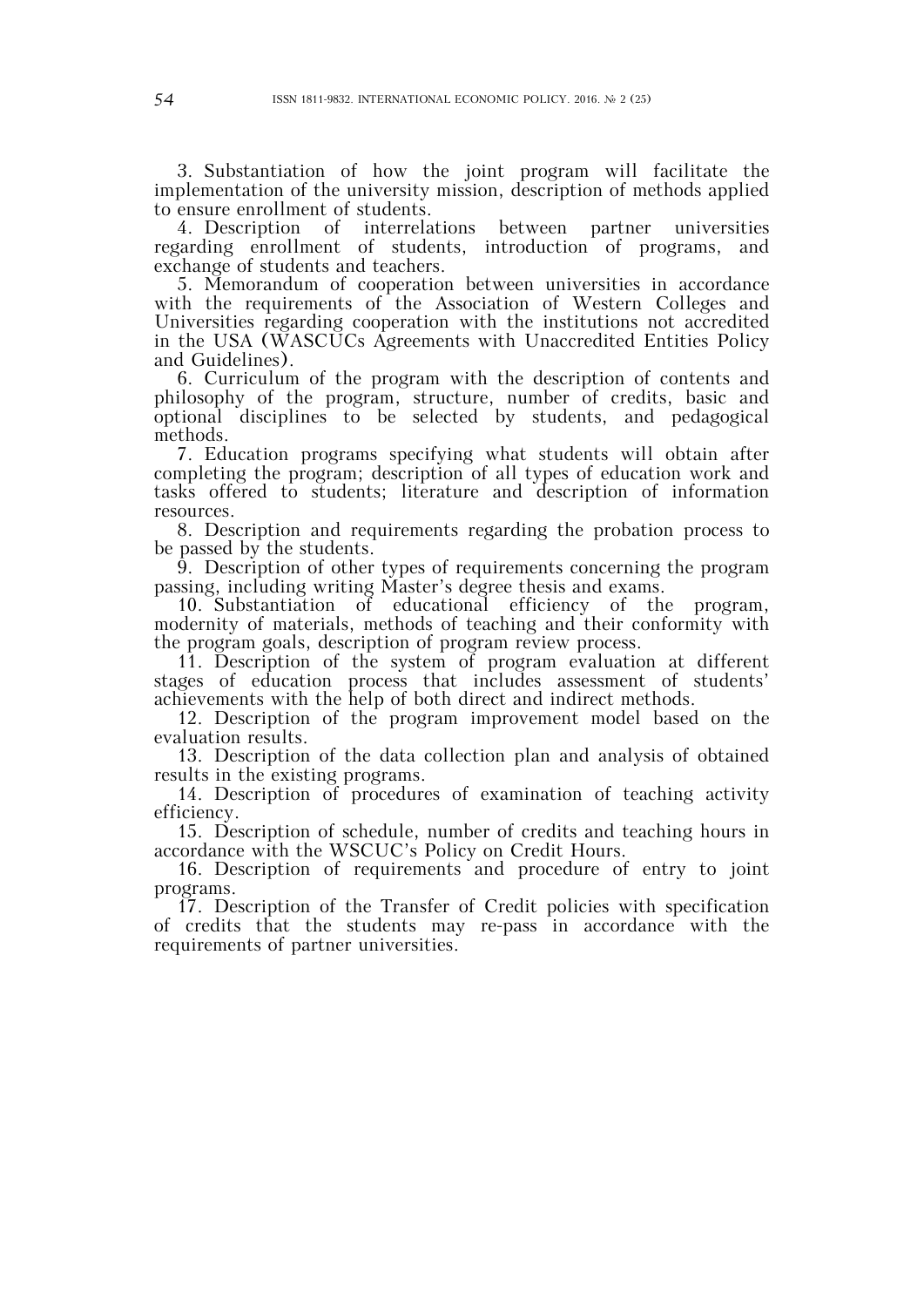3. Substantiation of how the joint program will facilitate the implementation of the university mission, description of methods applied to ensure enrollment of students.

4. Description of interrelations between partner universities regarding enrollment of students, introduction of programs, and exchange of students and teachers.

5. Memorandum of cooperation between universities in accordance with the requirements of the Association of Western Colleges and Universities regarding cooperation with the institutions not accredited in the USA (WASCUCs Agreements with Unaccredited Entities Policy and Guidelines).

6. Curriculum of the program with the description of contents and philosophy of the program, structure, number of credits, basic and optional disciplines to be selected by students, and pedagogical methods.

7. Education programs specifying what students will obtain after completing the program; description of all types of education work and tasks offered to students; literature and description of information resources.

8. Description and requirements regarding the probation process to be passed by the students.

9. Description of other types of requirements concerning the program passing, including writing Master's degree thesis and exams.

10. Substantiation of educational efficiency of the program, modernity of materials, methods of teaching and their conformity with the program goals, description of program review process.

11. Description of the system of program evaluation at different stages of education process that includes assessment of students' achievements with the help of both direct and indirect methods.

12. Description of the program improvement model based on the evaluation results.

13. Description of the data collection plan and analysis of obtained results in the existing programs.

14. Description of procedures of examination of teaching activity efficiency.

15. Description of schedule, number of credits and teaching hours in accordance with the WSCUC's Policy on Credit Hours.

16. Description of requirements and procedure of entry to joint programs.

17. Description of the Transfer of Credit policies with specification of credits that the students may re-pass in accordance with the requirements of partner universities.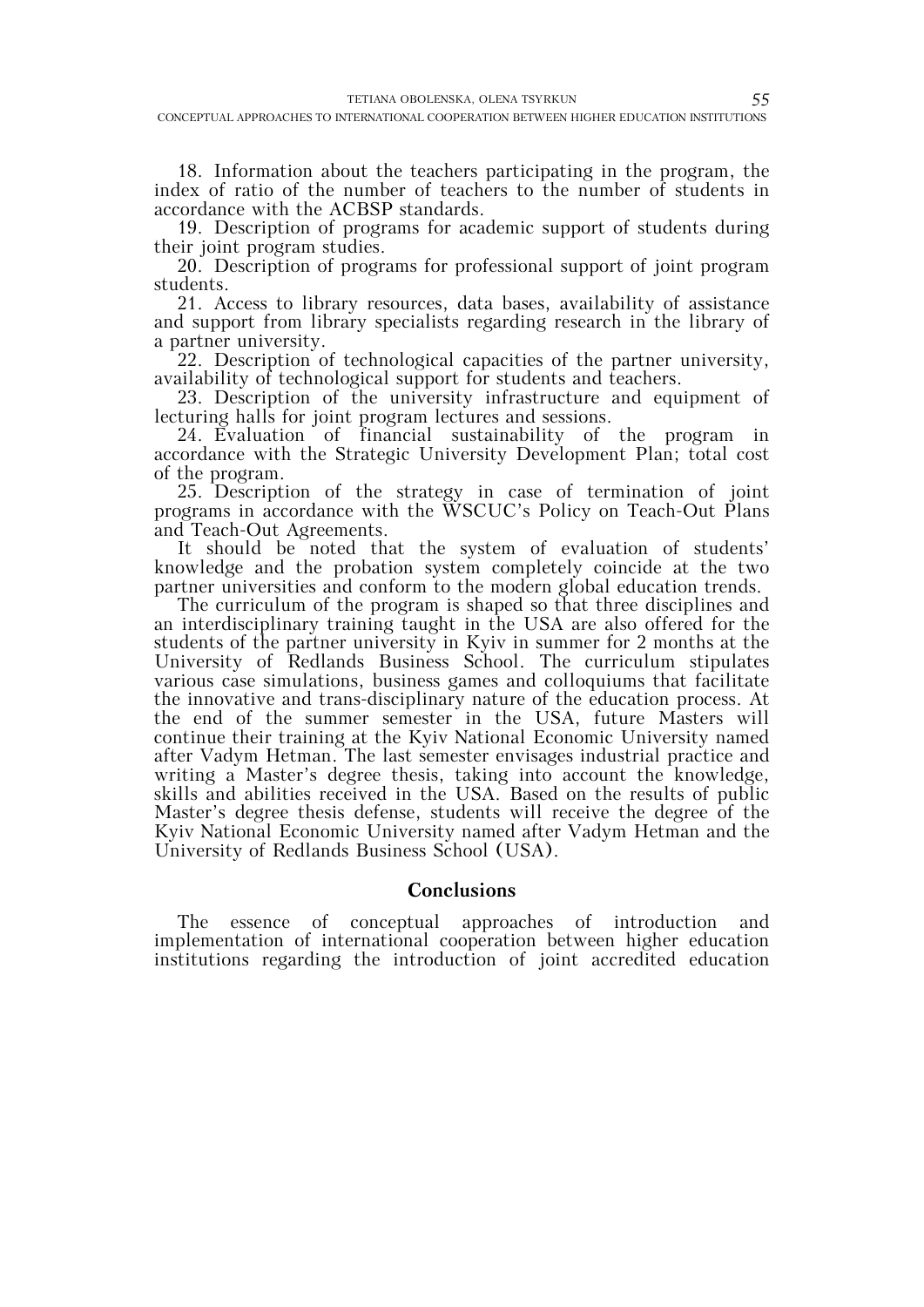18. Information about the teachers participating in the program, the index of ratio of the number of teachers to the number of students in accordance with the ACBSP standards.

19. Description of programs for academic support of students during their joint program studies.

20. Description of programs for professional support of joint program students.

21. Access to library resources, data bases, availability of assistance and support from library specialists regarding research in the library of a partner university.

22. Description of technological capacities of the partner university, availability of technological support for students and teachers.

23. Description of the university infrastructure and equipment of lecturing halls for joint program lectures and sessions.

24. Evaluation of financial sustainability of the program in accordance with the Strategic University Development Plan; total cost of the program.

25. Description of the strategy in case of termination of joint programs in accordance with the WSCUC's Policy on Teach-Out Plans and Teach-Out Agreements.

It should be noted that the system of evaluation of students' knowledge and the probation system completely coincide at the two partner universities and conform to the modern global education trends.

The curriculum of the program is shaped so that three disciplines and an interdisciplinary training taught in the USA are also offered for the students of the partner university in Kyiv in summer for 2 months at the University of Redlands Business School. The curriculum stipulates various case simulations, business games and colloquiums that facilitate the innovative and trans-disciplinary nature of the education process. At the end of the summer semester in the USA, future Masters will continue their training at the Kyiv National Economic University named after Vadym Hetman. The last semester envisages industrial practice and writing a Master's degree thesis, taking into account the knowledge, skills and abilities received in the USA. Based on the results of public Master's degree thesis defense, students will receive the degree of the Kyiv National Economic University named after Vadym Hetman and the University of Redlands Business School (USA).

## Conclusions

The essence of conceptual approaches of introduction and implementation of international cooperation between higher education institutions regarding the introduction of joint accredited education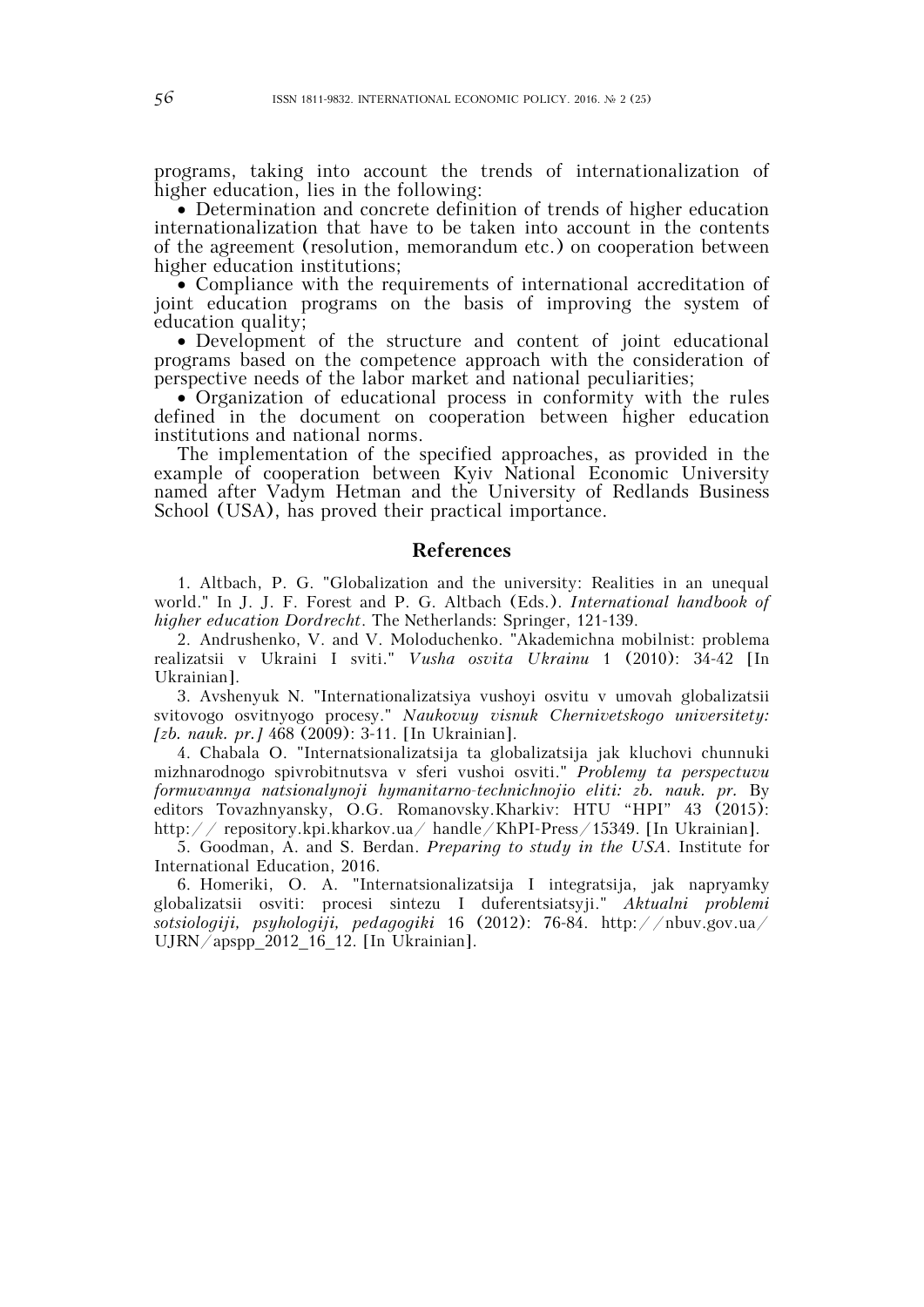programs, taking into account the trends of internationalization of higher education, lies in the following:

- Determination and concrete definition of trends of higher education internationalization that have to be taken into account in the contents of the agreement (resolution, memorandum etc.) on cooperation between higher education institutions;
- Compliance with the requirements of international accreditation of joint education programs on the basis of improving the system of education quality;
- Development of the structure and content of joint educational programs based on the competence approach with the consideration of perspective needs of the labor market and national peculiarities;
- Organization of educational process in conformity with the rules defined in the document on cooperation between higher education institutions and national norms.

The implementation of the specified approaches, as provided in the example of cooperation between Kyiv National Economic University named after Vadym Hetman and the University of Redlands Business School (USA), has proved their practical importance.

## References

1. Altbach, P. G. "Globalization and the university: Realities in an unequal world." In J. J. F. Forest and P. G. Altbach (Eds.). *International handbook of higher education Dordrecht*. The Netherlands: Springer, 121-139.

2. Andrushenko, V. and V. Moloduchenko. "Akademichna mobilnist: problema realizatsii v Ukraini I sviti." *Vusha osvita Ukrainu* 1 (2010): 34-42 [In Ukrainian].

3. Avshenyuk N. "Internationalizatsiya vushoyi osvitu v umovah globalizatsii svitovogo osvitnyogo procesy." *Naukovuy visnuk Chernivetskogo universitety: [zb. nauk. pr.]* 468 (2009): 3-11. [In Ukrainian].

4. Chabala O. "Internatsionalizatsija ta globalizatsija jak kluchovi chunnuki mizhnarodnogo spivrobitnutsva v sferi vushoi osviti." *Problemy ta perspectuvu formuvannya natsionalynoji hymanitarno-technichnojio eliti: zb. nauk. pr.* By editors Tovazhnyansky, O.G. Romanovsky.Kharkiv: HTU "HPI" 43 (2015): http://repository.kpi.kharkov.ua/handle/KhPI-Press/15349. [In Ukrainian].

5. Goodman, A. and S. Berdan. *Preparing to study in the USA*. Institute for International Education, 2016.

6. Homeriki, O. A. "Internatsionalizatsija I integratsija, jak napryamky globalizatsii osviti: procesi sintezu I duferentsiatsyji." *Aktualni problemi sotsiologiji, psyhologiji, pedagogiki* 16 (2012): 76-84. http://nbuv.gov.ua/UJRN/apspp_2012_16_12. [In Ukrainian].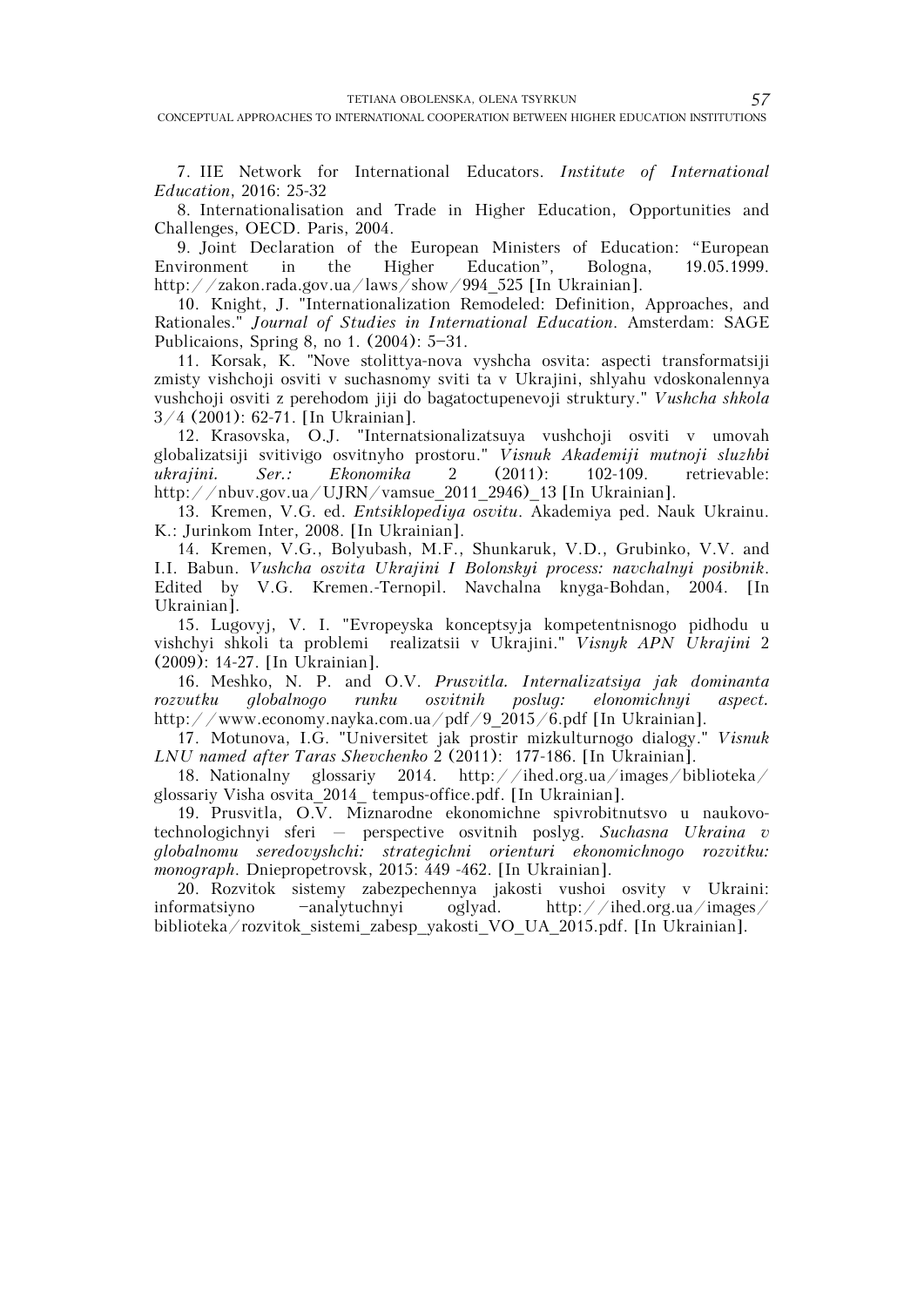7. IIE Network for International Educators. *Institute of International Education*, 2016: 25-32

8. Internationalisation and Trade in Higher Education, Opportunities and Challenges, OECD. Paris, 2004.

9. Joint Declaration of the European Ministers of Education: "European Environment in the Higher Education", Bologna, 19.05.1999. http://zakon.rada.gov.ua/laws/show/994_525 [In Ukrainian].

10. Knight, J. "Internationalization Remodeled: Definition, Approaches, and Rationales." *Journal of Studies in International Education*. Amsterdam: SAGE Publicaions, Spring 8, no 1. (2004): 5–31.

11. Korsak, K. "Nove stolittya-nova vyshcha osvita: aspecti transformatsiji zmisty vishchoji osviti v suchasnomy sviti ta v Ukrajini, shlyahu vdoskonalennya vushchoji osviti z perehodom jiji do bagatoctupenevoji struktury." *Vushcha shkola* 3/4 (2001): 62-71. [In Ukrainian].

12. Krasovska, O.J. "Internatsionalizatsuya vushchoji osviti v umovah globalizatsiji svitivigo osvitnyho prostoru." *Visnuk Akademiji mutnoji sluzhbi ukrajini. Ser.: Ekonomika* 2 (2011): 102-109. retrievable: http://nbuv.gov.ua/UJRN/vamsue_2011_2946)_13 [In Ukrainian].

13. Kremen, V.G. ed. *Entsiklopediya osvitu*. Akademiya ped. Nauk Ukrainu. K.: Jurinkom Inter, 2008. [In Ukrainian].

14. Kremen, V.G., Bolyubash, M.F., Shunkaruk, V.D., Grubinko, V.V. and I.I. Babun. *Vushcha osvita Ukrajini I Bolonskyi process: navchalnyi posibnik*. Edited by V.G. Kremen.-Ternopil. Navchalna knyga-Bohdan, 2004. [In Ukrainian].

15. Lugovyj, V. I. "Evropeyska konceptsyja kompetentnisnogo pidhodu u vishchyi shkoli ta problemi realizatsii v Ukrajini." *Visnyk APN Ukrajini* 2 (2009): 14-27. [In Ukrainian].

16. Meshko, N. P. and O.V. *Prusvitla. Internalizatsiya jak dominanta rozvutku globalnogo runku osvitnih poslug: elonomichnyi aspect.* http://www.economy.nayka.com.ua/pdf/9_2015/6.pdf [In Ukrainian].

17. Motunova, I.G. "Universitet jak prostir mizkulturnogo dialogy." *Visnuk LNU named after Taras Shevchenko* 2 (2011): 177-186. [In Ukrainian].

18. Nationalny glossariy 2014. http://ihed.org.ua/images/biblioteka/glossariy Visha osvita_2014_ tempus-office.pdf. [In Ukrainian].

19. Prusvitla, O.V. Miznarodne ekonomichne spivrobitnutsvo u naukovo-technologichnyi sferi – perspective osvitnih poslyg. *Suchasna Ukraina v globalnomu seredovyshchi: strategichni orienturi ekonomichnogo rozvitku: monograph*. Dniepropetrovsk, 2015: 449 -462. [In Ukrainian].

20. Rozvitok sistemy zabezpechennya jakosti vushoi osvity v Ukraini: informatsiyno –analytuchnyi oglyad. http://ihed.org.ua/images/biblioteka/rozvitok_sistemi_zabesp_yakosti_VO_UA_2015.pdf. [In Ukrainian].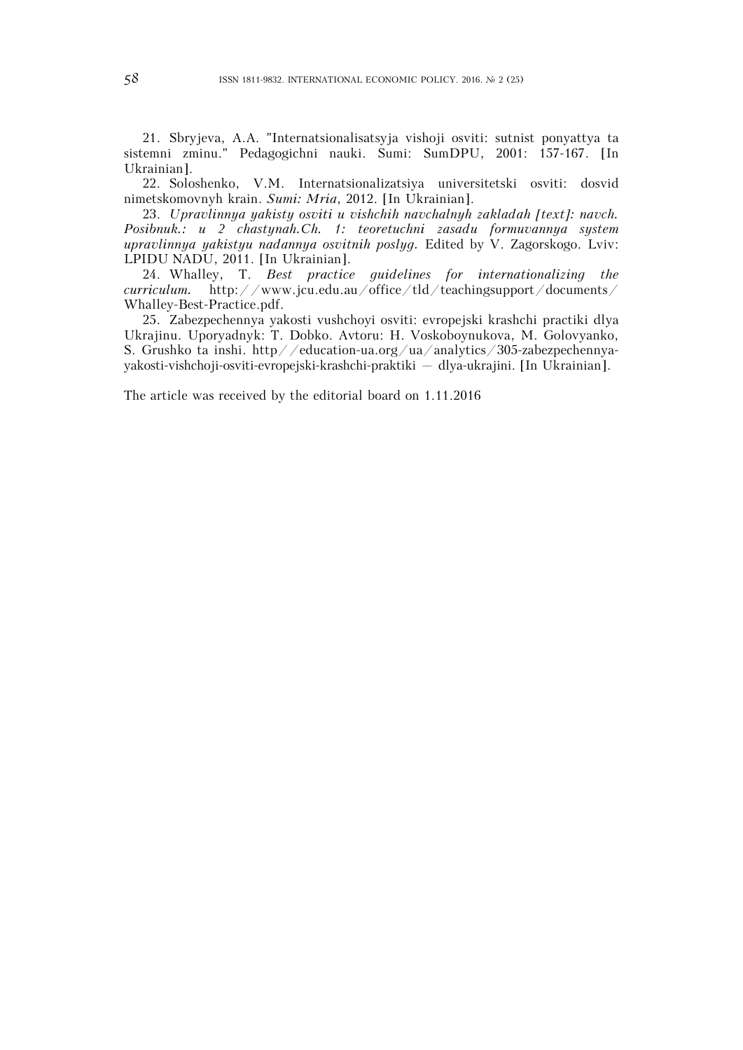21. Sbryjeva, A.A. "Internatsionalisatsyja vishoji osviti: sutnist ponyattya ta sistemni zminu." Pedagogichni nauki. Sumi: SumDPU, 2001: 157-167. [In Ukrainian].

22. Soloshenko, V.M. Internatsionalizatsiya universitetski osviti: dosvid nimetskomovnyh krain. *Sumi: Mria*, 2012. [In Ukrainian].

23. *Upravlinnya yakisty osviti u vishchih navchalnyh zakladah [text]: navch. Posibnuk.: u 2 chastynah.Ch. 1: teoretuchni zasadu formuvannya system upravlinnya yakistyu nadannya osvitnih poslyg.* Edited by V. Zagorskogo. Lviv: LPIDU NADU, 2011. [In Ukrainian].

24. Whalley, T. *Best practice guidelines for internationalizing the curriculum.* http://www.jcu.edu.au/office/tld/teachingsupport/documents/Whalley-Best-Practice.pdf.

25. Zabezpechennya yakosti vushchoyi osviti: evropejski krashchi practiki dlya Ukrajinu. Uporyadnyk: T. Dobko. Avtoru: H. Voskoboynukova, M. Golovyanko, S. Grushko ta inshi. http//education-ua.org/ua/analytics/305-zabezpechennya-yakosti-vishchoji-osviti-evropejski-krashchi-praktiki — dlya-ukrajini. [In Ukrainian].

The article was received by the editorial board on 1.11.2016